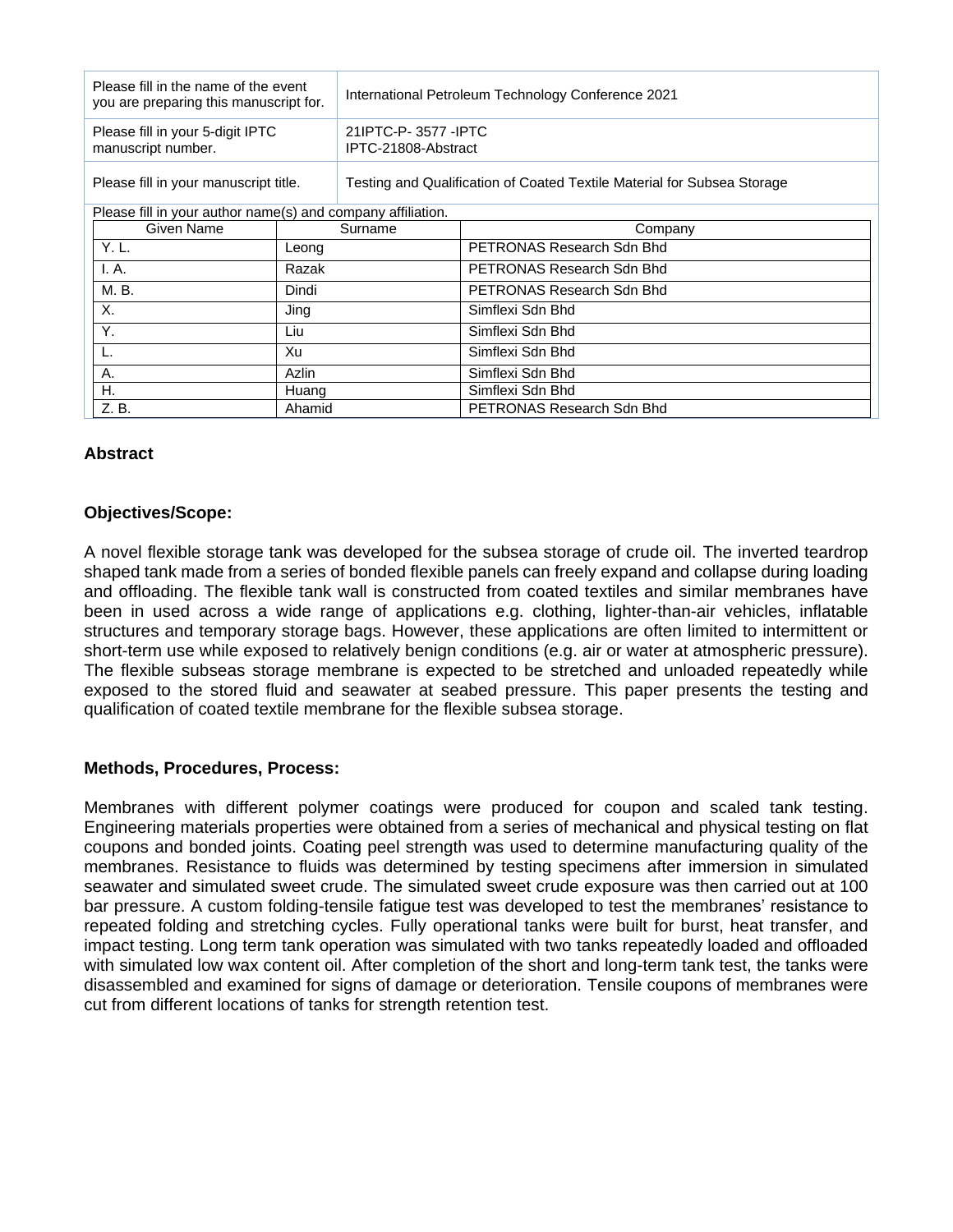| Please fill in the name of the event you are preparing this manuscript for. | International Petroleum Technology Conference 2021 |
|---|---|
| Please fill in your 5-digit IPTC manuscript number. | 21IPTC-P- 3577 -IPTC<br>IPTC-21808-Abstract |
| Please fill in your manuscript title. | Testing and Qualification of Coated Textile Material for Subsea Storage |

Please fill in your author name(s) and company affiliation.

| Given Name | Surname | Company |
|---|---|---|
| Y. L. | Leong | PETRONAS Research Sdn Bhd |
| I. A. | Razak | PETRONAS Research Sdn Bhd |
| M. B. | Dindi | PETRONAS Research Sdn Bhd |
| X. | Jing | Simflexi Sdn Bhd |
| Y. | Liu | Simflexi Sdn Bhd |
| L. | Xu | Simflexi Sdn Bhd |
| A. | Azlin | Simflexi Sdn Bhd |
| H. | Huang | Simflexi Sdn Bhd |
| Z. B. | Ahamid | PETRONAS Research Sdn Bhd |

## Abstract

### Objectives/Scope:

A novel flexible storage tank was developed for the subsea storage of crude oil. The inverted teardrop shaped tank made from a series of bonded flexible panels can freely expand and collapse during loading and offloading. The flexible tank wall is constructed from coated textiles and similar membranes have been in used across a wide range of applications e.g. clothing, lighter-than-air vehicles, inflatable structures and temporary storage bags. However, these applications are often limited to intermittent or short-term use while exposed to relatively benign conditions (e.g. air or water at atmospheric pressure). The flexible subseas storage membrane is expected to be stretched and unloaded repeatedly while exposed to the stored fluid and seawater at seabed pressure. This paper presents the testing and qualification of coated textile membrane for the flexible subsea storage.

### Methods, Procedures, Process:

Membranes with different polymer coatings were produced for coupon and scaled tank testing. Engineering materials properties were obtained from a series of mechanical and physical testing on flat coupons and bonded joints. Coating peel strength was used to determine manufacturing quality of the membranes. Resistance to fluids was determined by testing specimens after immersion in simulated seawater and simulated sweet crude. The simulated sweet crude exposure was then carried out at 100 bar pressure. A custom folding-tensile fatigue test was developed to test the membranes' resistance to repeated folding and stretching cycles. Fully operational tanks were built for burst, heat transfer, and impact testing. Long term tank operation was simulated with two tanks repeatedly loaded and offloaded with simulated low wax content oil. After completion of the short and long-term tank test, the tanks were disassembled and examined for signs of damage or deterioration. Tensile coupons of membranes were cut from different locations of tanks for strength retention test.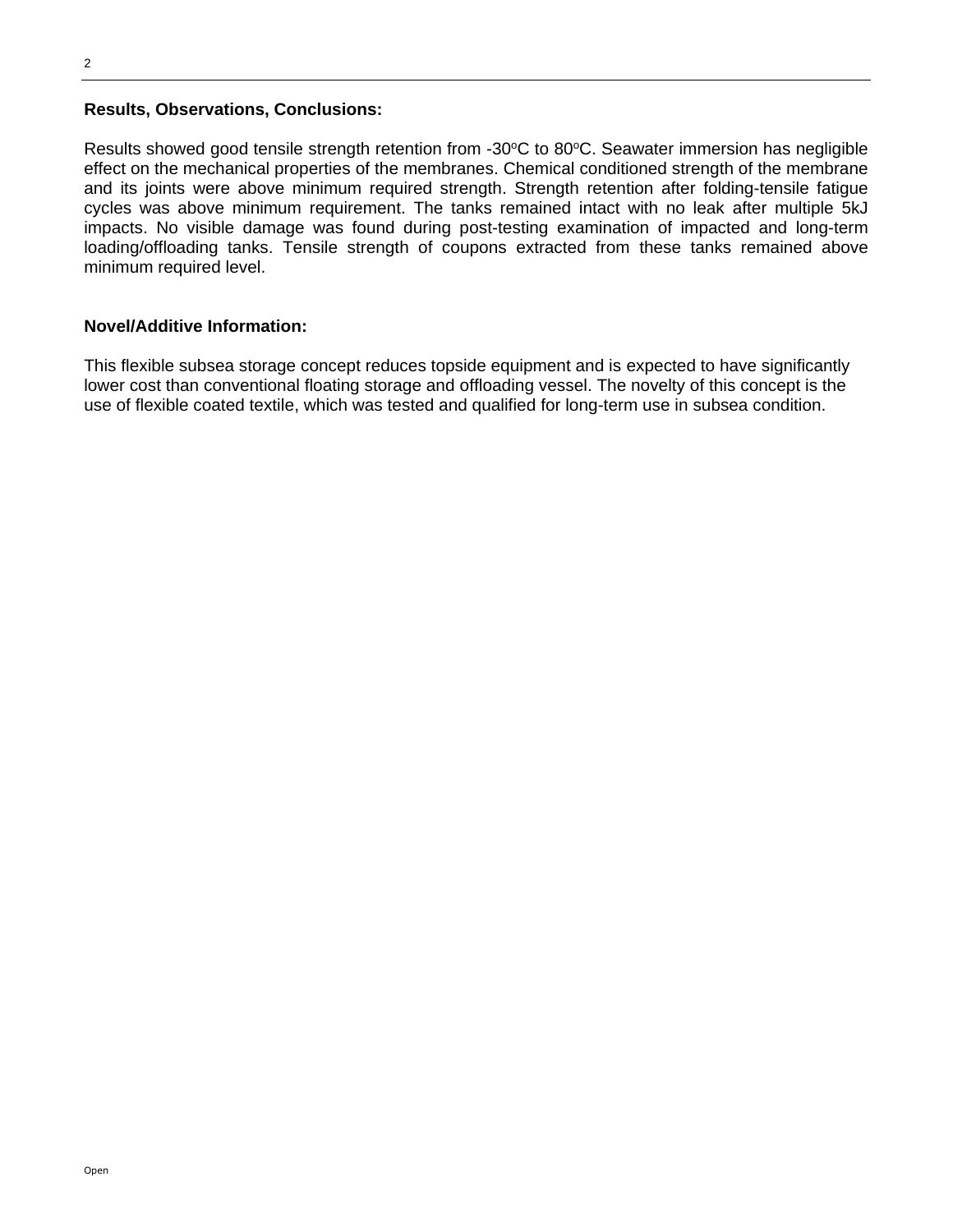**Results, Observations, Conclusions:**

Results showed good tensile strength retention from -30$^{o}$C to 80$^{o}$C. Seawater immersion has negligible effect on the mechanical properties of the membranes. Chemical conditioned strength of the membrane and its joints were above minimum required strength. Strength retention after folding-tensile fatigue cycles was above minimum requirement. The tanks remained intact with no leak after multiple 5kJ impacts. No visible damage was found during post-testing examination of impacted and long-term loading/offloading tanks. Tensile strength of coupons extracted from these tanks remained above minimum required level.

**Novel/Additive Information:**

This flexible subsea storage concept reduces topside equipment and is expected to have significantly lower cost than conventional floating storage and offloading vessel. The novelty of this concept is the use of flexible coated textile, which was tested and qualified for long-term use in subsea condition.